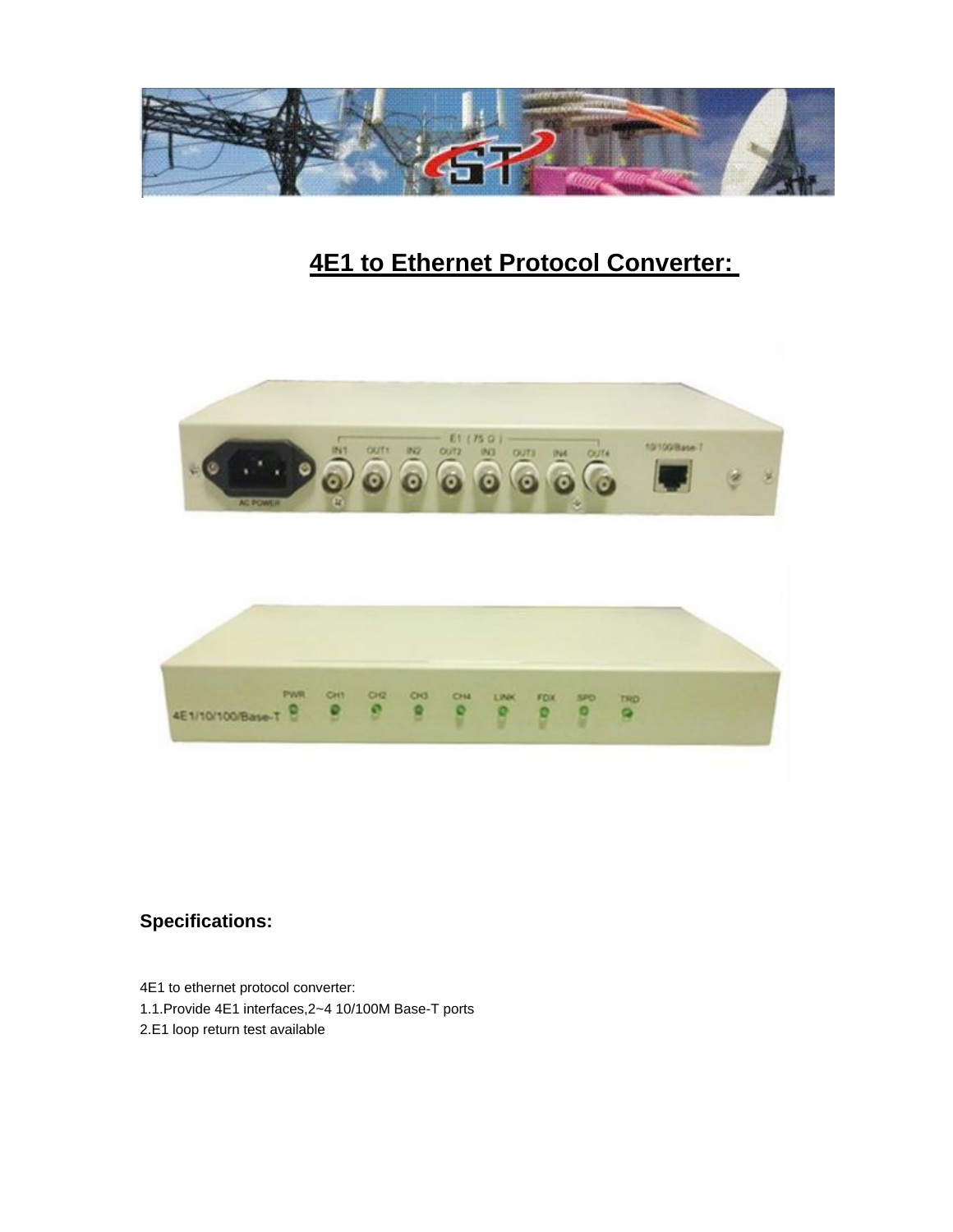# 4E1 to Ethernet Protocol Converter:

## Specifications:

4E1 to ethernet protocol converter:

1.1.Provide 4E1 interfaces,2~4 10/100M Base-T ports

2.E1 loop return test available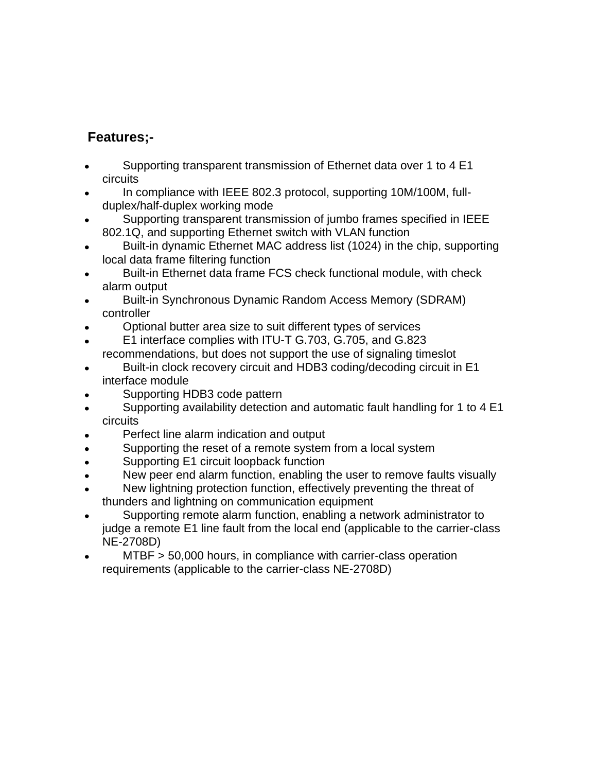**Features;-**

- Supporting transparent transmission of Ethernet data over 1 to 4 E1 circuits
- In compliance with IEEE 802.3 protocol, supporting 10M/100M, full-duplex/half-duplex working mode
- Supporting transparent transmission of jumbo frames specified in IEEE 802.1Q, and supporting Ethernet switch with VLAN function
- Built-in dynamic Ethernet MAC address list (1024) in the chip, supporting local data frame filtering function
- Built-in Ethernet data frame FCS check functional module, with check alarm output
- Built-in Synchronous Dynamic Random Access Memory (SDRAM) controller
- Optional butter area size to suit different types of services
- E1 interface complies with ITU-T G.703, G.705, and G.823 recommendations, but does not support the use of signaling timeslot
- Built-in clock recovery circuit and HDB3 coding/decoding circuit in E1 interface module
- Supporting HDB3 code pattern
- Supporting availability detection and automatic fault handling for 1 to 4 E1 circuits
- Perfect line alarm indication and output
- Supporting the reset of a remote system from a local system
- Supporting E1 circuit loopback function
- New peer end alarm function, enabling the user to remove faults visually
- New lightning protection function, effectively preventing the threat of thunders and lightning on communication equipment
- Supporting remote alarm function, enabling a network administrator to judge a remote E1 line fault from the local end (applicable to the carrier-class NE-2708D)
- MTBF > 50,000 hours, in compliance with carrier-class operation requirements (applicable to the carrier-class NE-2708D)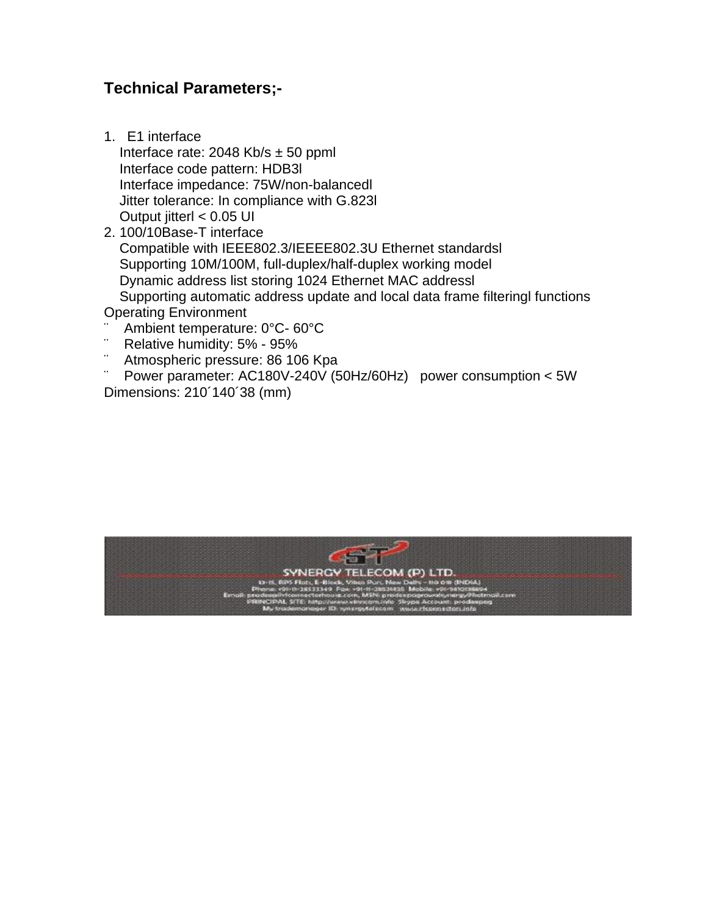**Technical Parameters;-**

1. E1 interface
   Interface rate: 2048 Kb/s ± 50 ppml
   Interface code pattern: HDB3l
   Interface impedance: 75W/non-balancedl
   Jitter tolerance: In compliance with G.823l
   Output jitterl < 0.05 UI
2. 100/10Base-T interface
   Compatible with IEEE802.3/IEEEE802.3U Ethernet standardsl
   Supporting 10M/100M, full-duplex/half-duplex working model
   Dynamic address list storing 1024 Ethernet MAC addressl
   Supporting automatic address update and local data frame filteringl functions

Operating Environment

¨ Ambient temperature: 0°C- 60°C
¨ Relative humidity: 5% - 95%
¨ Atmospheric pressure: 86 106 Kpa
¨ Power parameter: AC180V-240V (50Hz/60Hz) power consumption < 5W

Dimensions: 210´140´38 (mm)

SYNERGY TELECOM (P) LTD.
13-15, RPS Flats, E-Block, Vikas Puri, New Delhi – 110 018 (INDIA)